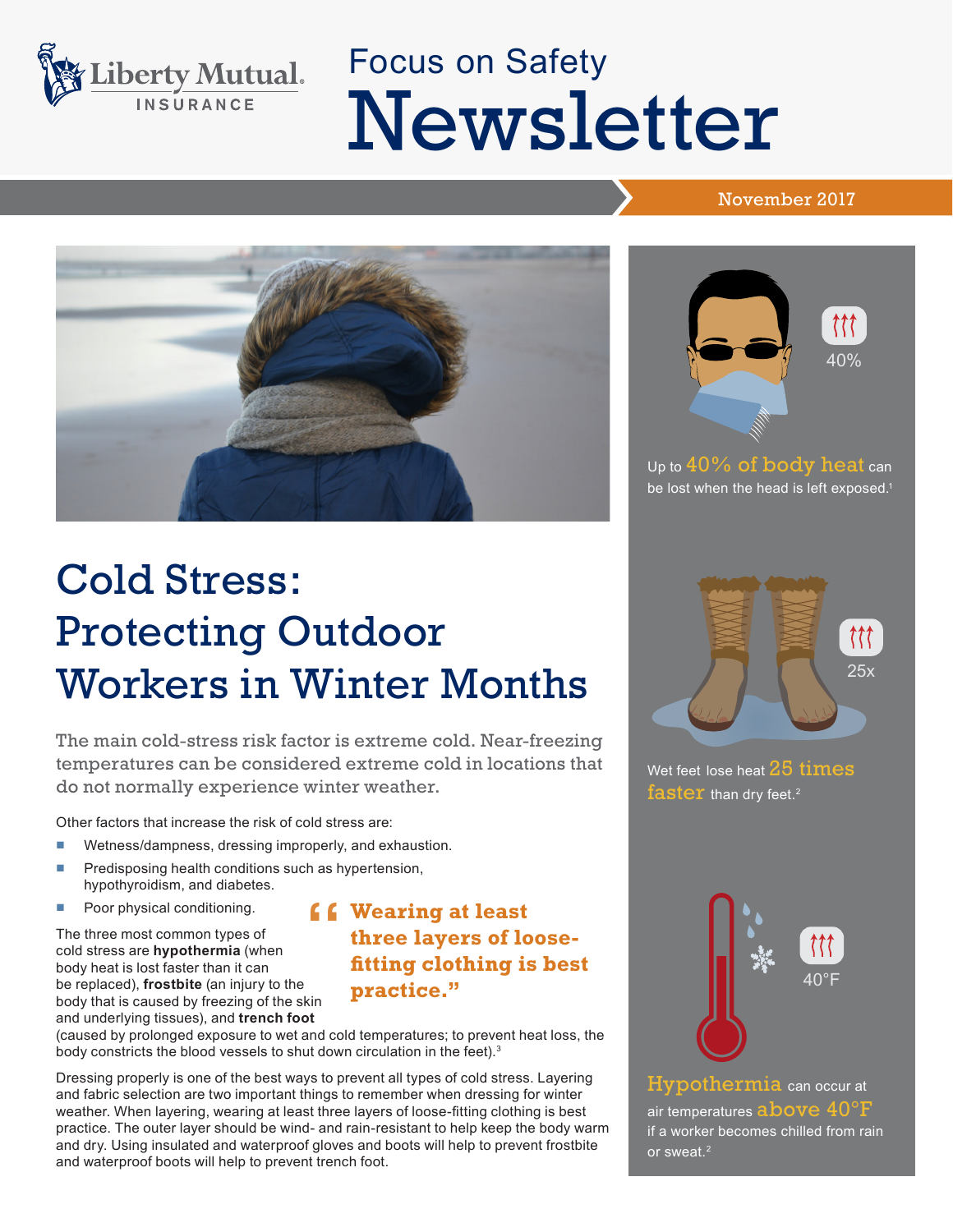Liberty Mutual. INSURANCE

# Focus on Safety Newsletter

November 2017

# Cold Stress: Protecting Outdoor Workers in Winter Months

The main cold-stress risk factor is extreme cold. Near-freezing temperatures can be considered extreme cold in locations that do not normally experience winter weather.

Other factors that increase the risk of cold stress are:

- Wetness/dampness, dressing improperly, and exhaustion.
- Predisposing health conditions such as hypertension, hypothyroidism, and diabetes.
- Poor physical conditioning.

> "Wearing at least three layers of loose-fitting clothing is best practice."

The three most common types of cold stress are **hypothermia** (when body heat is lost faster than it can be replaced), **frostbite** (an injury to the body that is caused by freezing of the skin and underlying tissues), and **trench foot** (caused by prolonged exposure to wet and cold temperatures; to prevent heat loss, the body constricts the blood vessels to shut down circulation in the feet).[3]

Dressing properly is one of the best ways to prevent all types of cold stress. Layering and fabric selection are two important things to remember when dressing for winter weather. When layering, wearing at least three layers of loose-fitting clothing is best practice. The outer layer should be wind- and rain-resistant to help keep the body warm and dry. Using insulated and waterproof gloves and boots will help to prevent frostbite and waterproof boots will help to prevent trench foot.

40%

Up to **40% of body heat** can be lost when the head is left exposed.[1]

25x

Wet feet lose heat **25 times faster** than dry feet.[2]

40°F

**Hypothermia** can occur at air temperatures **above 40°F** if a worker becomes chilled from rain or sweat.[2]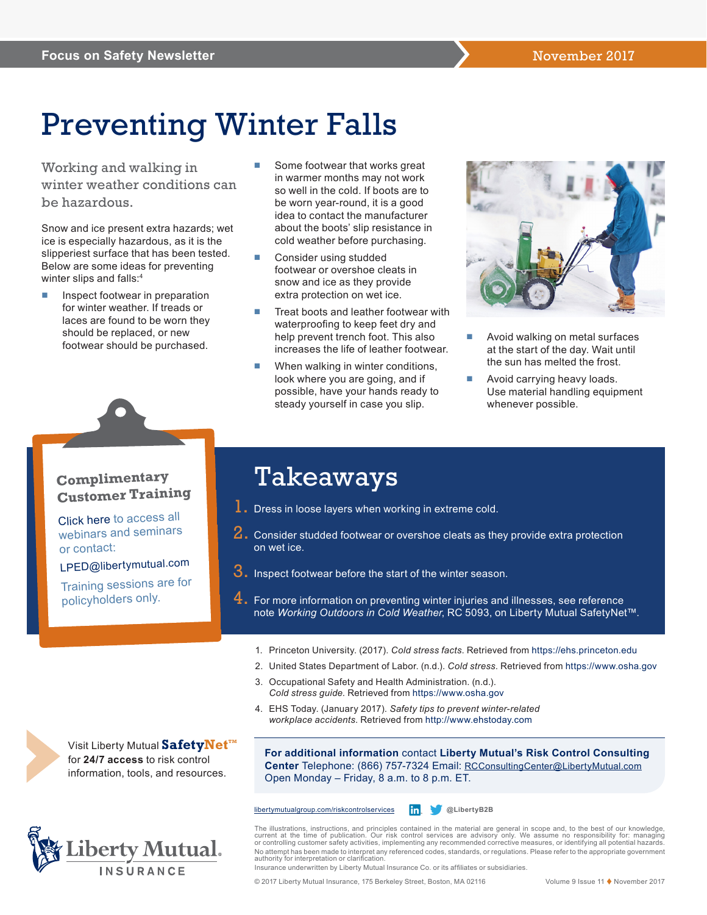# Preventing Winter Falls

Working and walking in winter weather conditions can be hazardous.

Snow and ice present extra hazards; wet ice is especially hazardous, as it is the slipperiest surface that has been tested. Below are some ideas for preventing winter slips and falls:[4]

- Inspect footwear in preparation for winter weather. If treads or laces are found to be worn they should be replaced, or new footwear should be purchased.
- Some footwear that works great in warmer months may not work so well in the cold. If boots are to be worn year-round, it is a good idea to contact the manufacturer about the boots' slip resistance in cold weather before purchasing.
- Consider using studded footwear or overshoe cleats in snow and ice as they provide extra protection on wet ice.
- Treat boots and leather footwear with waterproofing to keep feet dry and help prevent trench foot. This also increases the life of leather footwear.
- When walking in winter conditions, look where you are going, and if possible, have your hands ready to steady yourself in case you slip.
- Avoid walking on metal surfaces at the start of the day. Wait until the sun has melted the frost.
- Avoid carrying heavy loads. Use material handling equipment whenever possible.

**Complimentary Customer Training**

Click here to access all webinars and seminars or contact:

LPED@libertymutual.com

Training sessions are for policyholders only.

## Takeaways

1. Dress in loose layers when working in extreme cold.
2. Consider studded footwear or overshoe cleats as they provide extra protection on wet ice.
3. Inspect footwear before the start of the winter season.
4. For more information on preventing winter injuries and illnesses, see reference note *Working Outdoors in Cold Weather*, RC 5093, on Liberty Mutual SafetyNet™.

1. Princeton University. (2017). *Cold stress facts*. Retrieved from https://ehs.princeton.edu
2. United States Department of Labor. (n.d.). *Cold stress*. Retrieved from https://www.osha.gov
3. Occupational Safety and Health Administration. (n.d.). *Cold stress guide*. Retrieved from https://www.osha.gov
4. EHS Today. (January 2017). *Safety tips to prevent winter-related workplace accidents*. Retrieved from http://www.ehstoday.com

Visit Liberty Mutual **SafetyNet™** for **24/7 access** to risk control information, tools, and resources.

**For additional information** contact **Liberty Mutual's Risk Control Consulting Center** Telephone: (866) 757-7324 Email: RCConsultingCenter@LibertyMutual.com Open Monday – Friday, 8 a.m. to 8 p.m. ET.

libertymutualgroup.com/riskcontrolservices @LibertyB2B

Liberty Mutual INSURANCE

The illustrations, instructions, and principles contained in the material are general in scope and, to the best of our knowledge, current at the time of publication. Our risk control services are advisory only. We assume no responsibility for: managing or controlling customer safety activities, implementing any recommended corrective measures, or identifying all potential hazards. No attempt has been made to interpret any referenced codes, standards, or regulations. Please refer to the appropriate government authority for interpretation or clarification.

Insurance underwritten by Liberty Mutual Insurance Co. or its affiliates or subsidiaries.

© 2017 Liberty Mutual Insurance, 175 Berkeley Street, Boston, MA 02116